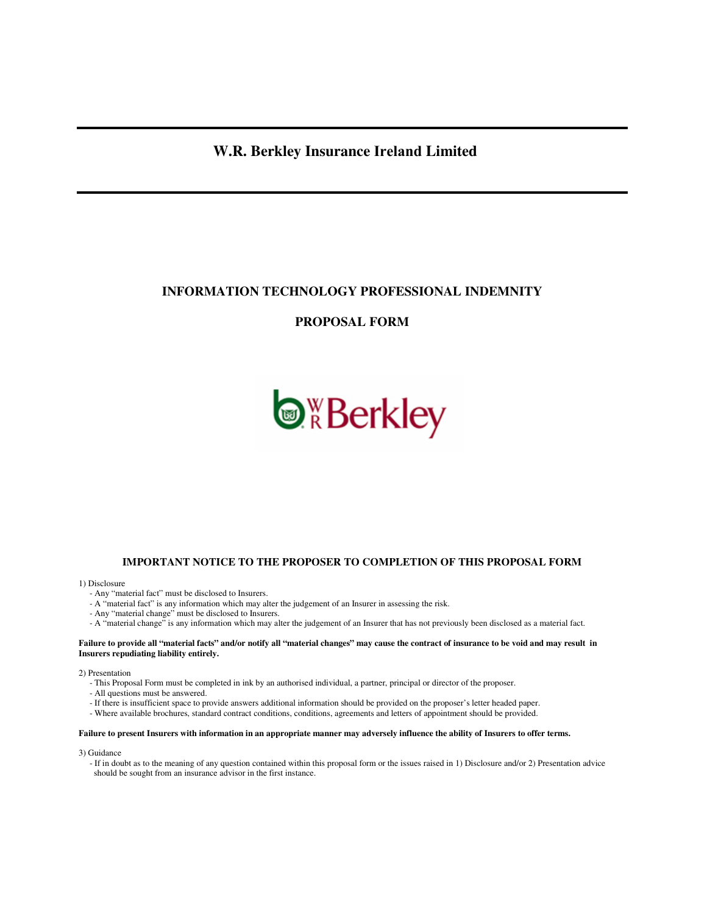# W.R. Berkley Insurance Ireland Limited

## INFORMATION TECHNOLOGY PROFESSIONAL INDEMNITY

## PROPOSAL FORM

### IMPORTANT NOTICE TO THE PROPOSER TO COMPLETION OF THIS PROPOSAL FORM

1) Disclosure

- Any "material fact" must be disclosed to Insurers.
- A "material fact" is any information which may alter the judgement of an Insurer in assessing the risk.
- Any "material change" must be disclosed to Insurers.
- A "material change" is any information which may alter the judgement of an Insurer that has not previously been disclosed as a material fact.

**Failure to provide all "material facts" and/or notify all "material changes" may cause the contract of insurance to be void and may result in Insurers repudiating liability entirely.**

2) Presentation

- This Proposal Form must be completed in ink by an authorised individual, a partner, principal or director of the proposer.
- All questions must be answered.
- If there is insufficient space to provide answers additional information should be provided on the proposer's letter headed paper.
- Where available brochures, standard contract conditions, conditions, agreements and letters of appointment should be provided.

**Failure to present Insurers with information in an appropriate manner may adversely influence the ability of Insurers to offer terms.**

3) Guidance

- If in doubt as to the meaning of any question contained within this proposal form or the issues raised in 1) Disclosure and/or 2) Presentation advice should be sought from an insurance advisor in the first instance.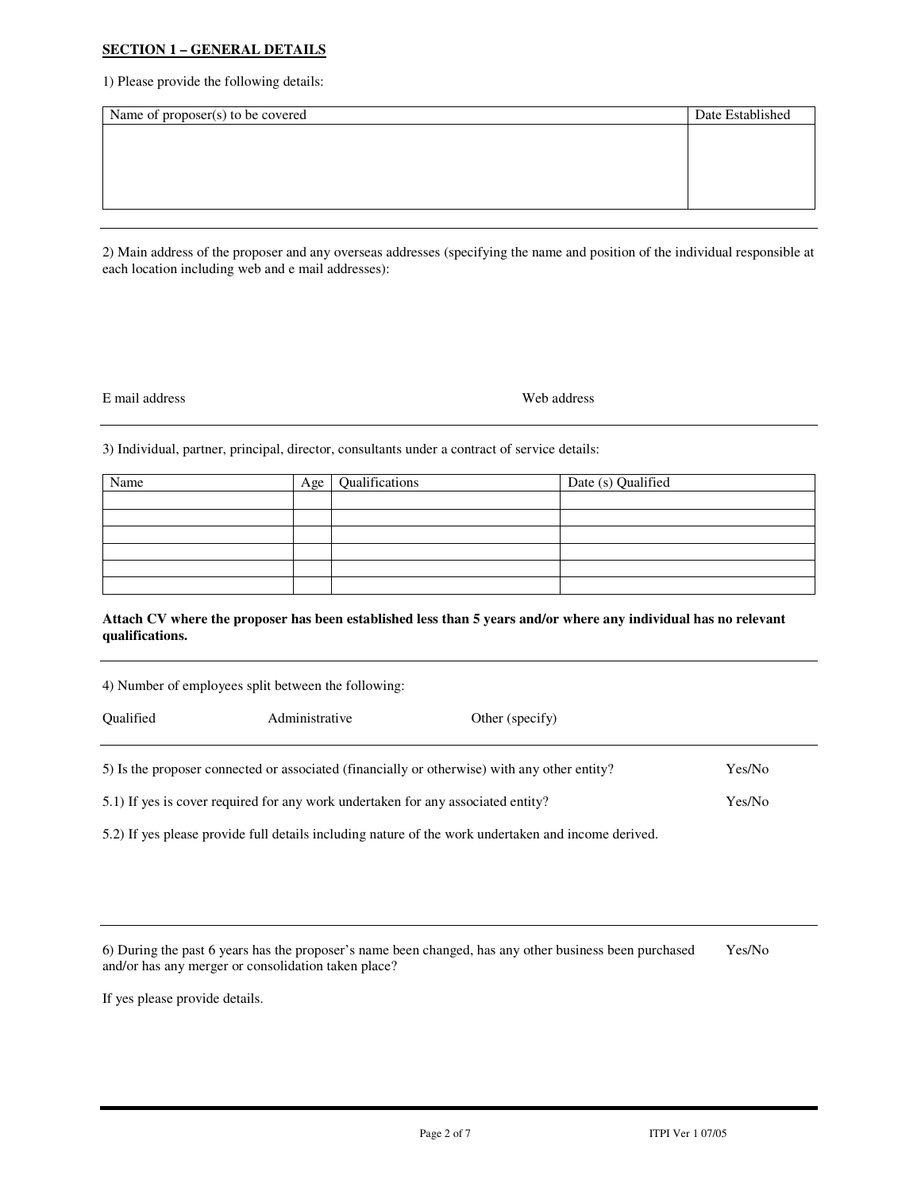**SECTION 1 – GENERAL DETAILS**

1) Please provide the following details:

| Name of proposer(s) to be covered | Date Established |
|---|---|
| | |

2) Main address of the proposer and any overseas addresses (specifying the name and position of the individual responsible at each location including web and e mail addresses):

E mail address

Web address

3) Individual, partner, principal, director, consultants under a contract of service details:

| Name | Age | Qualifications | Date (s) Qualified |
|---|---|---|---|
| | | | |
| | | | |
| | | | |
| | | | |
| | | | |
| | | | |

**Attach CV where the proposer has been established less than 5 years and/or where any individual has no relevant qualifications.**

4) Number of employees split between the following:

Qualified

Administrative

Other (specify)

5) Is the proposer connected or associated (financially or otherwise) with any other entity? Yes/No

5.1) If yes is cover required for any work undertaken for any associated entity? Yes/No

5.2) If yes please provide full details including nature of the work undertaken and income derived.

6) During the past 6 years has the proposer's name been changed, has any other business been purchased and/or has any merger or consolidation taken place? Yes/No

If yes please provide details.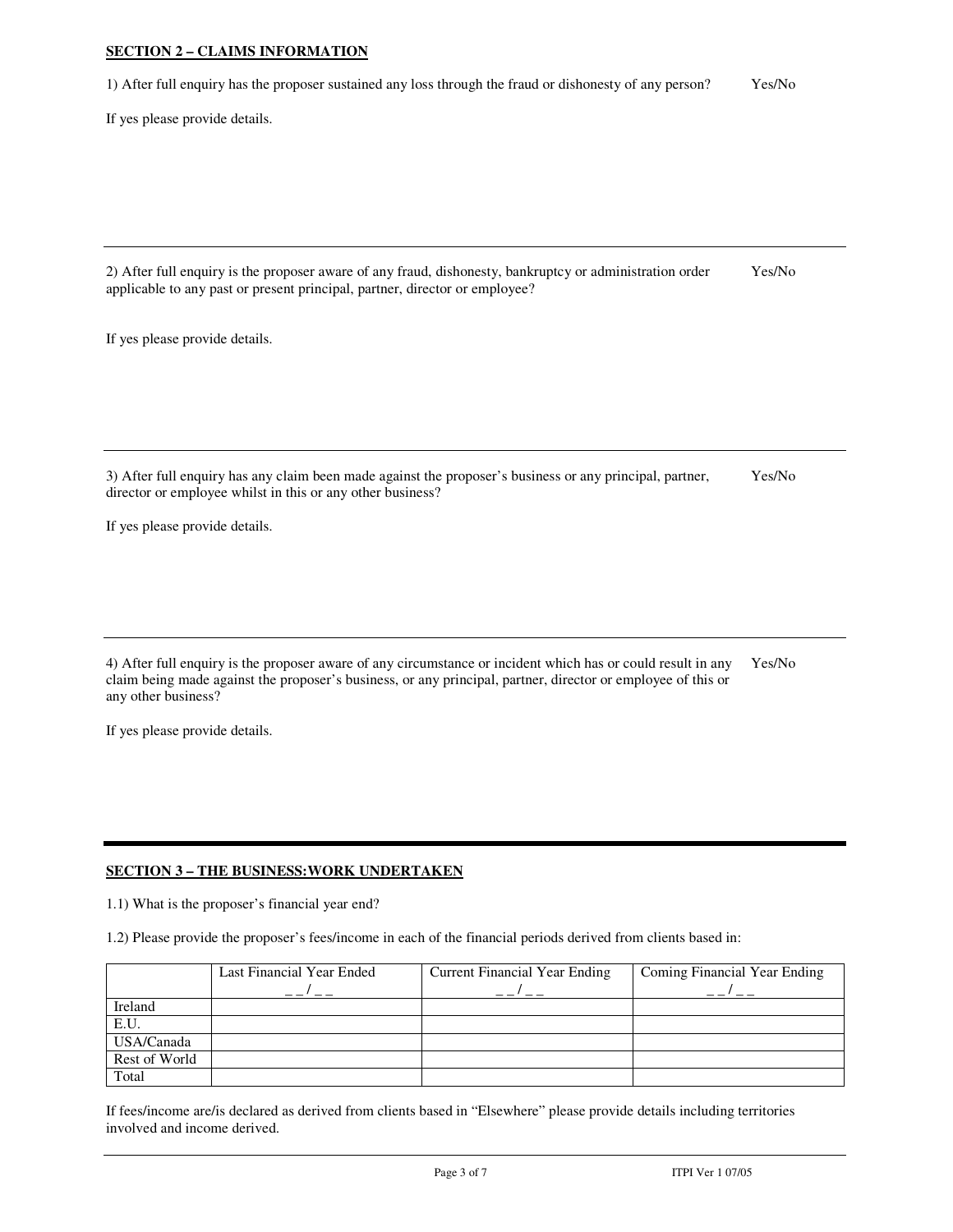## SECTION 2 – CLAIMS INFORMATION

1) After full enquiry has the proposer sustained any loss through the fraud or dishonesty of any person? Yes/No

If yes please provide details.

---

2) After full enquiry is the proposer aware of any fraud, dishonesty, bankruptcy or administration order applicable to any past or present principal, partner, director or employee? Yes/No

If yes please provide details.

---

3) After full enquiry has any claim been made against the proposer's business or any principal, partner, director or employee whilst in this or any other business? Yes/No

If yes please provide details.

---

4) After full enquiry is the proposer aware of any circumstance or incident which has or could result in any claim being made against the proposer's business, or any principal, partner, director or employee of this or any other business? Yes/No

If yes please provide details.

---

## SECTION 3 – THE BUSINESS:WORK UNDERTAKEN

1.1) What is the proposer's financial year end?

1.2) Please provide the proposer's fees/income in each of the financial periods derived from clients based in:

| | Last Financial Year Ended __/__ | Current Financial Year Ending __/__ | Coming Financial Year Ending __/__ |
|---|---|---|---|
| Ireland | | | |
| E.U. | | | |
| USA/Canada | | | |
| Rest of World | | | |
| Total | | | |

If fees/income are/is declared as derived from clients based in "Elsewhere" please provide details including territories involved and income derived.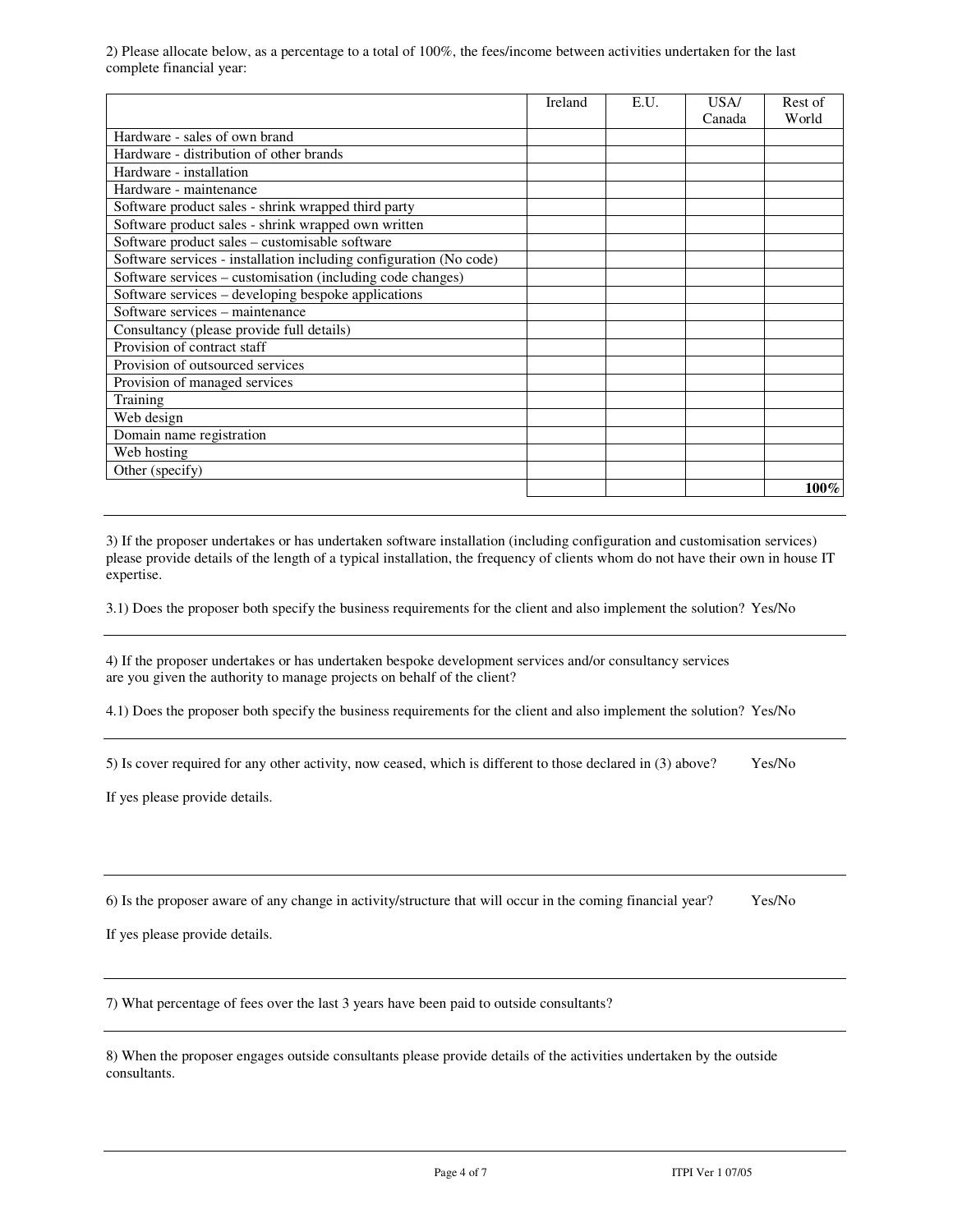2) Please allocate below, as a percentage to a total of 100%, the fees/income between activities undertaken for the last complete financial year:

| | Ireland | E.U. | USA/ Canada | Rest of World |
|---|---|---|---|---|
| Hardware - sales of own brand | | | | |
| Hardware - distribution of other brands | | | | |
| Hardware - installation | | | | |
| Hardware - maintenance | | | | |
| Software product sales - shrink wrapped third party | | | | |
| Software product sales - shrink wrapped own written | | | | |
| Software product sales – customisable software | | | | |
| Software services - installation including configuration (No code) | | | | |
| Software services – customisation (including code changes) | | | | |
| Software services – developing bespoke applications | | | | |
| Software services – maintenance | | | | |
| Consultancy (please provide full details) | | | | |
| Provision of contract staff | | | | |
| Provision of outsourced services | | | | |
| Provision of managed services | | | | |
| Training | | | | |
| Web design | | | | |
| Domain name registration | | | | |
| Web hosting | | | | |
| Other (specify) | | | | |
| | | | | **100%** |

---

3) If the proposer undertakes or has undertaken software installation (including configuration and customisation services) please provide details of the length of a typical installation, the frequency of clients whom do not have their own in house IT expertise.

3.1) Does the proposer both specify the business requirements for the client and also implement the solution? Yes/No

---

4) If the proposer undertakes or has undertaken bespoke development services and/or consultancy services are you given the authority to manage projects on behalf of the client?

4.1) Does the proposer both specify the business requirements for the client and also implement the solution? Yes/No

---

5) Is cover required for any other activity, now ceased, which is different to those declared in (3) above? Yes/No

If yes please provide details.

---

6) Is the proposer aware of any change in activity/structure that will occur in the coming financial year? Yes/No

If yes please provide details.

---

7) What percentage of fees over the last 3 years have been paid to outside consultants?

---

8) When the proposer engages outside consultants please provide details of the activities undertaken by the outside consultants.

---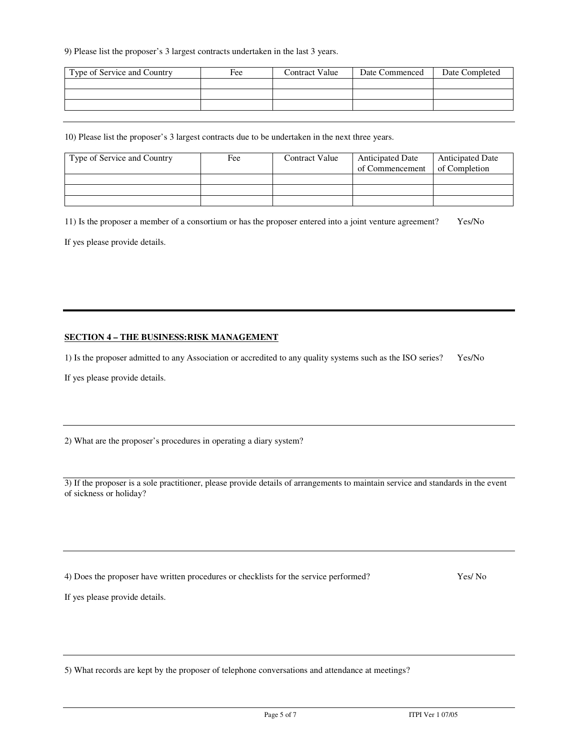9) Please list the proposer's 3 largest contracts undertaken in the last 3 years.

| Type of Service and Country | Fee | Contract Value | Date Commenced | Date Completed |
|---|---|---|---|---|
| | | | | |
| | | | | |
| | | | | |

10) Please list the proposer's 3 largest contracts due to be undertaken in the next three years.

| Type of Service and Country | Fee | Contract Value | Anticipated Date of Commencement | Anticipated Date of Completion |
|---|---|---|---|---|
| | | | | |
| | | | | |
| | | | | |

11) Is the proposer a member of a consortium or has the proposer entered into a joint venture agreement? Yes/No

If yes please provide details.

## SECTION 4 – THE BUSINESS:RISK MANAGEMENT

1) Is the proposer admitted to any Association or accredited to any quality systems such as the ISO series? Yes/No

If yes please provide details.

2) What are the proposer's procedures in operating a diary system?

3) If the proposer is a sole practitioner, please provide details of arrangements to maintain service and standards in the event of sickness or holiday?

4) Does the proposer have written procedures or checklists for the service performed? Yes/ No

If yes please provide details.

5) What records are kept by the proposer of telephone conversations and attendance at meetings?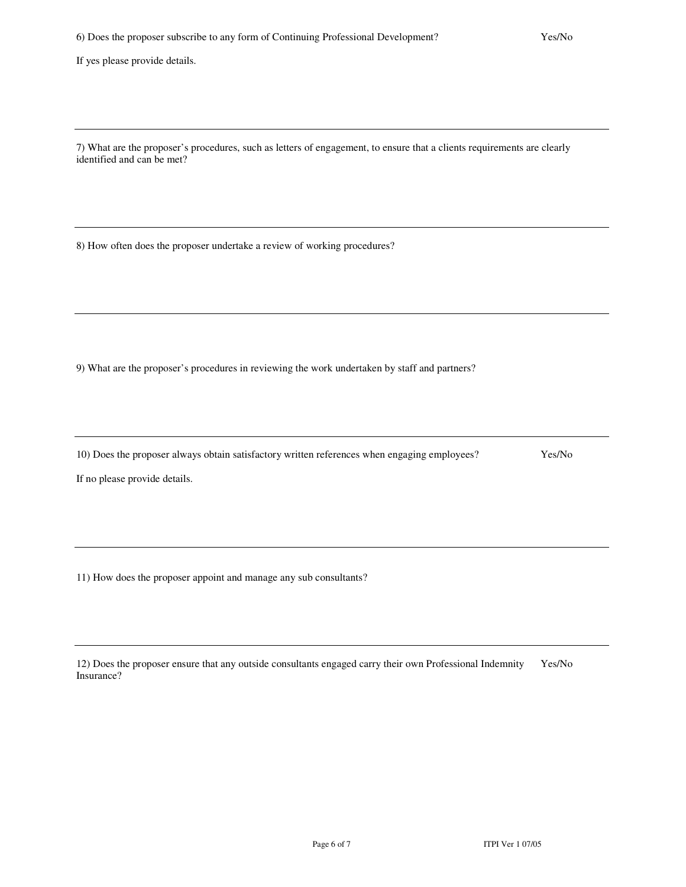6) Does the proposer subscribe to any form of Continuing Professional Development? Yes/No

If yes please provide details.

---

7) What are the proposer's procedures, such as letters of engagement, to ensure that a clients requirements are clearly identified and can be met?

---

8) How often does the proposer undertake a review of working procedures?

---

9) What are the proposer's procedures in reviewing the work undertaken by staff and partners?

---

10) Does the proposer always obtain satisfactory written references when engaging employees? Yes/No

If no please provide details.

---

11) How does the proposer appoint and manage any sub consultants?

---

12) Does the proposer ensure that any outside consultants engaged carry their own Professional Indemnity Insurance? Yes/No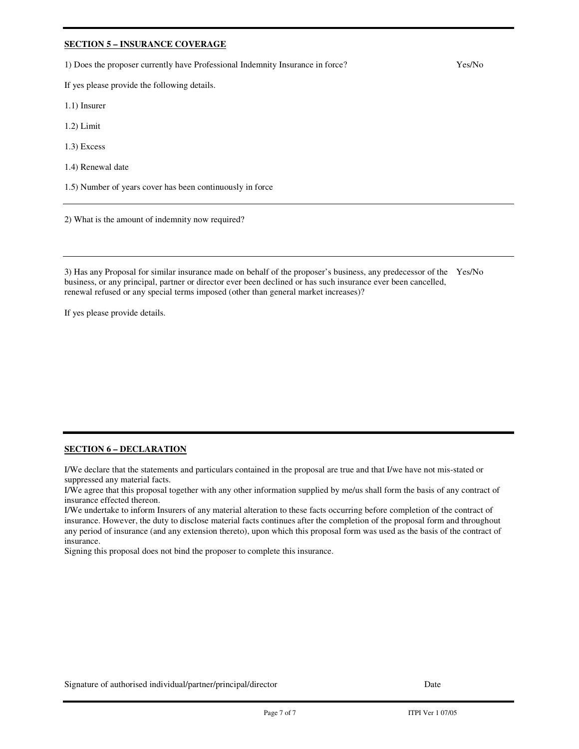## SECTION 5 – INSURANCE COVERAGE

1) Does the proposer currently have Professional Indemnity Insurance in force? Yes/No

If yes please provide the following details.

1.1) Insurer

1.2) Limit

1.3) Excess

1.4) Renewal date

1.5) Number of years cover has been continuously in force

---

2) What is the amount of indemnity now required?

---

3) Has any Proposal for similar insurance made on behalf of the proposer's business, any predecessor of the business, or any principal, partner or director ever been declined or has such insurance ever been cancelled, renewal refused or any special terms imposed (other than general market increases)? Yes/No

If yes please provide details.

---

## SECTION 6 – DECLARATION

I/We declare that the statements and particulars contained in the proposal are true and that I/we have not mis-stated or suppressed any material facts.
I/We agree that this proposal together with any other information supplied by me/us shall form the basis of any contract of insurance effected thereon.
I/We undertake to inform Insurers of any material alteration to these facts occurring before completion of the contract of insurance. However, the duty to disclose material facts continues after the completion of the proposal form and throughout any period of insurance (and any extension thereto), upon which this proposal form was used as the basis of the contract of insurance.
Signing this proposal does not bind the proposer to complete this insurance.

Signature of authorised individual/partner/principal/director Date

ITPI Ver 1 07/05